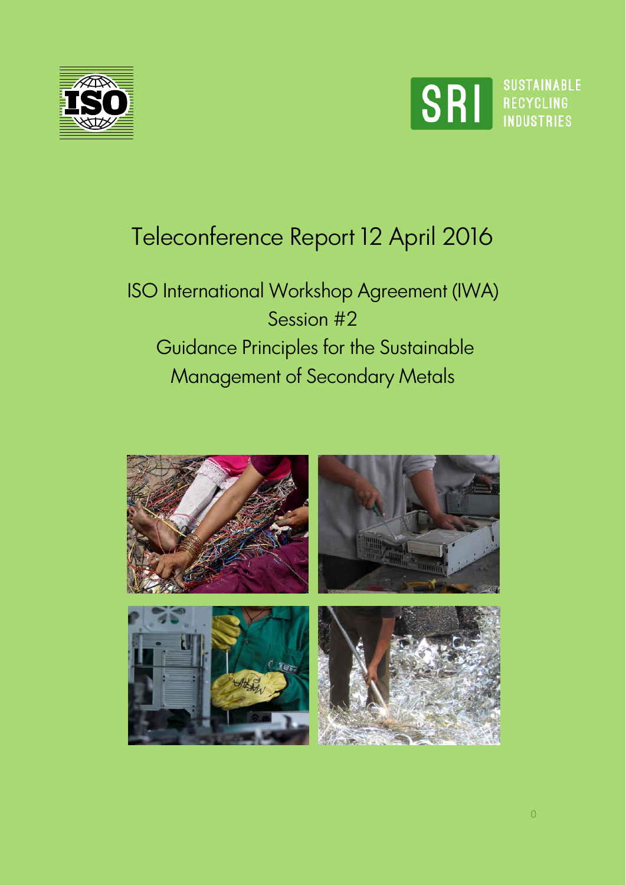# Teleconference Report 12 April 2016

## ISO International Workshop Agreement (IWA) Session #2 Guidance Principles for the Sustainable Management of Secondary Metals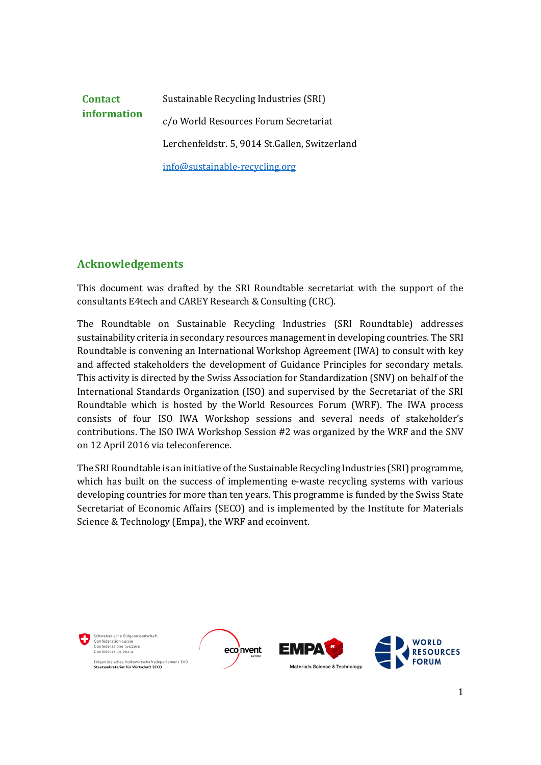**Contact information**

Sustainable Recycling Industries (SRI)

c/o World Resources Forum Secretariat

Lerchenfeldstr. 5, 9014 St.Gallen, Switzerland

info@sustainable-recycling.org

## Acknowledgements

This document was drafted by the SRI Roundtable secretariat with the support of the consultants E4tech and CAREY Research & Consulting (CRC).

The Roundtable on Sustainable Recycling Industries (SRI Roundtable) addresses sustainability criteria in secondary resources management in developing countries. The SRI Roundtable is convening an International Workshop Agreement (IWA) to consult with key and affected stakeholders the development of Guidance Principles for secondary metals. This activity is directed by the Swiss Association for Standardization (SNV) on behalf of the International Standards Organization (ISO) and supervised by the Secretariat of the SRI Roundtable which is hosted by the World Resources Forum (WRF). The IWA process consists of four ISO IWA Workshop sessions and several needs of stakeholder's contributions. The ISO IWA Workshop Session #2 was organized by the WRF and the SNV on 12 April 2016 via teleconference.

The SRI Roundtable is an initiative of the Sustainable Recycling Industries (SRI) programme, which has built on the success of implementing e-waste recycling systems with various developing countries for more than ten years. This programme is funded by the Swiss State Secretariat of Economic Affairs (SECO) and is implemented by the Institute for Materials Science & Technology (Empa), the WRF and ecoinvent.

Schweizerische Eidgenossenschaft
Confédération suisse
Confederazione Svizzera
Confederaziun svizra

Eidgenössisches Volkswirtschaftsdepartement EVD
Staatssekretariat für Wirtschaft SECO

ecoinvent Centre

EMPA Materials Science & Technology

WORLD RESOURCES FORUM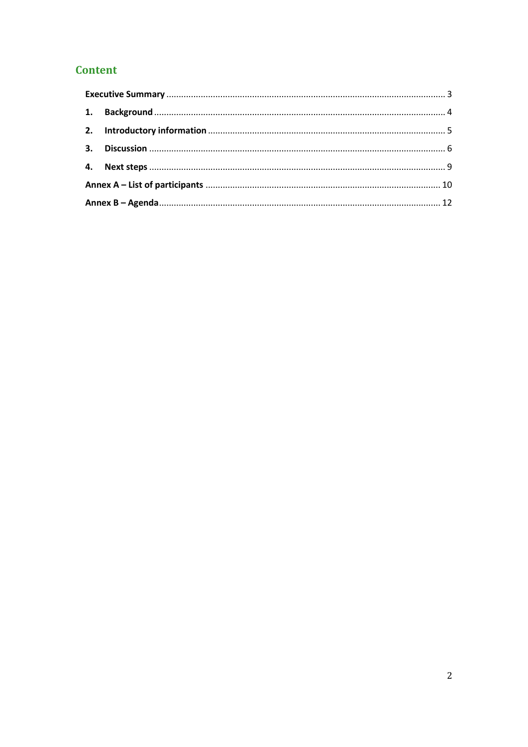## Content

- **Executive Summary** ..... 3
- **1. Background** ..... 4
- **2. Introductory information** ..... 5
- **3. Discussion** ..... 6
- **4. Next steps** ..... 9
- **Annex A – List of participants** ..... 10
- **Annex B – Agenda** ..... 12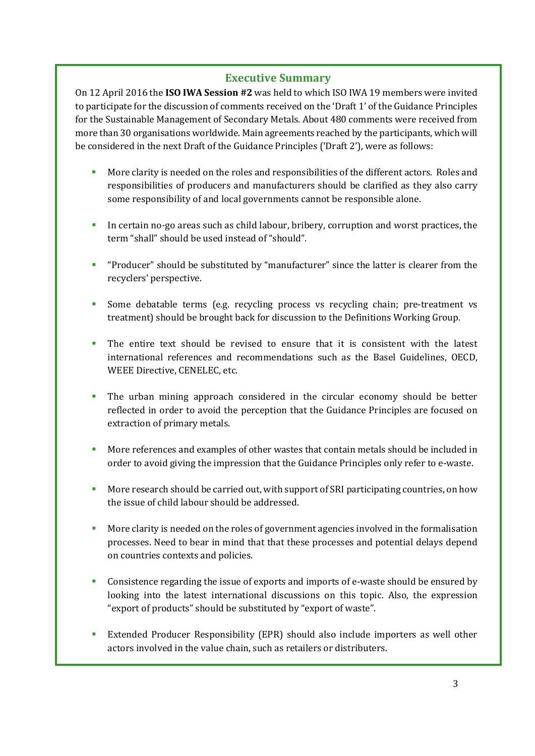## Executive Summary

On 12 April 2016 the **ISO IWA Session #2** was held to which ISO IWA 19 members were invited to participate for the discussion of comments received on the 'Draft 1' of the Guidance Principles for the Sustainable Management of Secondary Metals. About 480 comments were received from more than 30 organisations worldwide. Main agreements reached by the participants, which will be considered in the next Draft of the Guidance Principles ('Draft 2'), were as follows:

- More clarity is needed on the roles and responsibilities of the different actors. Roles and responsibilities of producers and manufacturers should be clarified as they also carry some responsibility of and local governments cannot be responsible alone.
- In certain no-go areas such as child labour, bribery, corruption and worst practices, the term "shall" should be used instead of "should".
- "Producer" should be substituted by "manufacturer" since the latter is clearer from the recyclers' perspective.
- Some debatable terms (e.g. recycling process vs recycling chain; pre-treatment vs treatment) should be brought back for discussion to the Definitions Working Group.
- The entire text should be revised to ensure that it is consistent with the latest international references and recommendations such as the Basel Guidelines, OECD, WEEE Directive, CENELEC, etc.
- The urban mining approach considered in the circular economy should be better reflected in order to avoid the perception that the Guidance Principles are focused on extraction of primary metals.
- More references and examples of other wastes that contain metals should be included in order to avoid giving the impression that the Guidance Principles only refer to e-waste.
- More research should be carried out, with support of SRI participating countries, on how the issue of child labour should be addressed.
- More clarity is needed on the roles of government agencies involved in the formalisation processes. Need to bear in mind that that these processes and potential delays depend on countries contexts and policies.
- Consistence regarding the issue of exports and imports of e-waste should be ensured by looking into the latest international discussions on this topic. Also, the expression "export of products" should be substituted by "export of waste".
- Extended Producer Responsibility (EPR) should also include importers as well other actors involved in the value chain, such as retailers or distributers.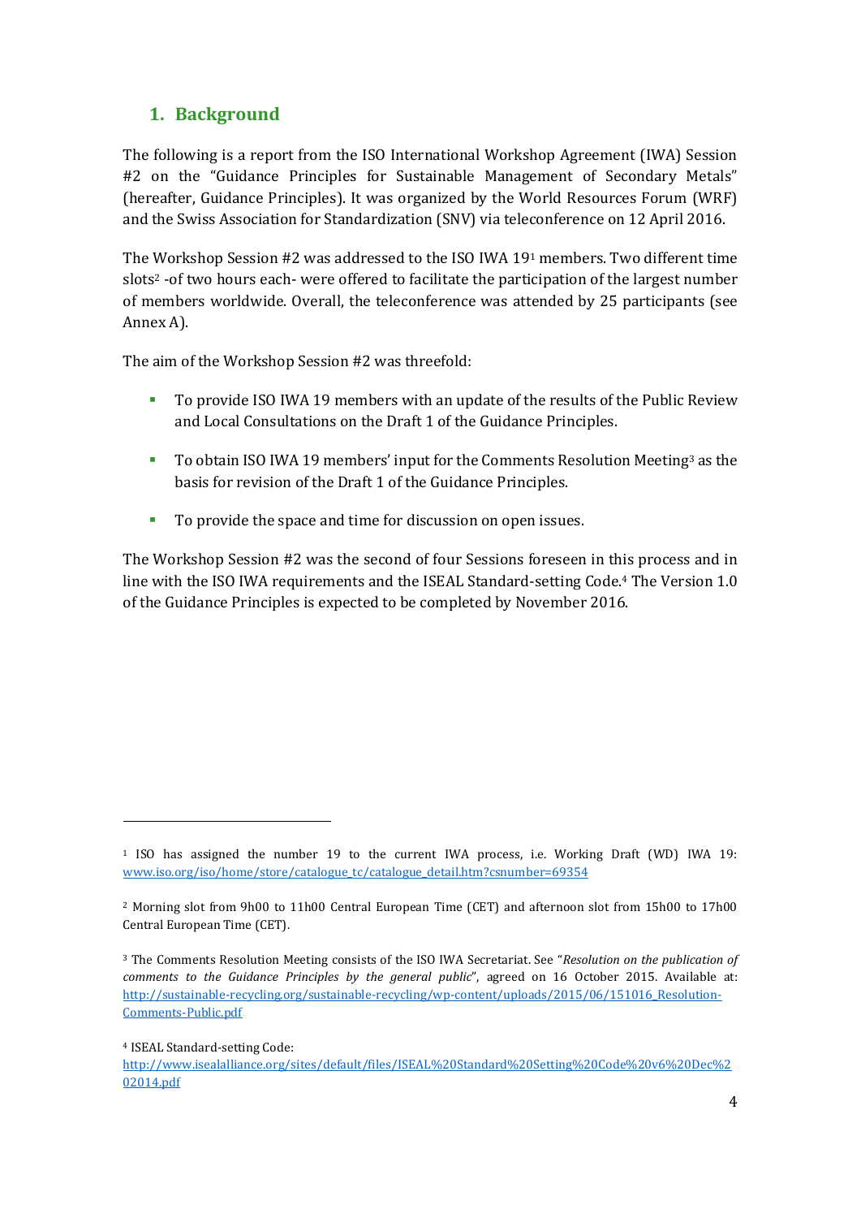## 1. Background

The following is a report from the ISO International Workshop Agreement (IWA) Session #2 on the "Guidance Principles for Sustainable Management of Secondary Metals" (hereafter, Guidance Principles). It was organized by the World Resources Forum (WRF) and the Swiss Association for Standardization (SNV) via teleconference on 12 April 2016.

The Workshop Session #2 was addressed to the ISO IWA 19[1] members. Two different time slots[2] -of two hours each- were offered to facilitate the participation of the largest number of members worldwide. Overall, the teleconference was attended by 25 participants (see Annex A).

The aim of the Workshop Session #2 was threefold:

- To provide ISO IWA 19 members with an update of the results of the Public Review and Local Consultations on the Draft 1 of the Guidance Principles.
- To obtain ISO IWA 19 members' input for the Comments Resolution Meeting[3] as the basis for revision of the Draft 1 of the Guidance Principles.
- To provide the space and time for discussion on open issues.

The Workshop Session #2 was the second of four Sessions foreseen in this process and in line with the ISO IWA requirements and the ISEAL Standard-setting Code.[4] The Version 1.0 of the Guidance Principles is expected to be completed by November 2016.

---

[1] ISO has assigned the number 19 to the current IWA process, i.e. Working Draft (WD) IWA 19: www.iso.org/iso/home/store/catalogue_tc/catalogue_detail.htm?csnumber=69354

[2] Morning slot from 9h00 to 11h00 Central European Time (CET) and afternoon slot from 15h00 to 17h00 Central European Time (CET).

[3] The Comments Resolution Meeting consists of the ISO IWA Secretariat. See "*Resolution on the publication of comments to the Guidance Principles by the general public*", agreed on 16 October 2015. Available at: http://sustainable-recycling.org/sustainable-recycling/wp-content/uploads/2015/06/151016_Resolution-Comments-Public.pdf

[4] ISEAL Standard-setting Code: http://www.isealalliance.org/sites/default/files/ISEAL%20Standard%20Setting%20Code%20v6%20Dec%202014.pdf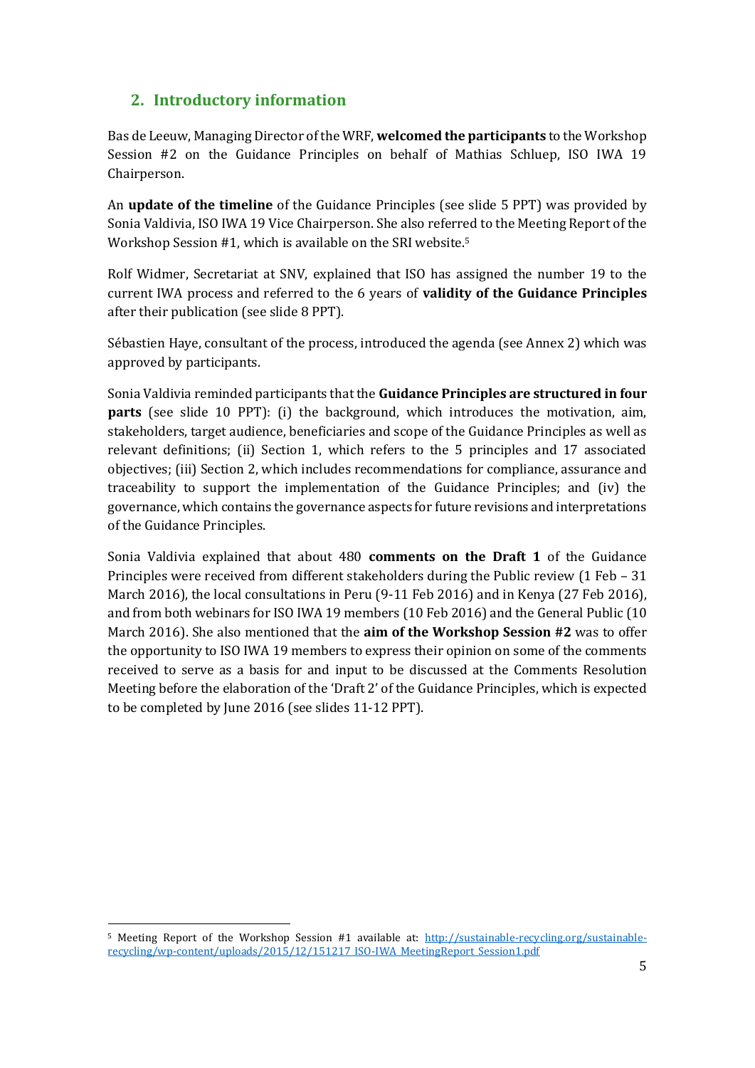## 2. Introductory information

Bas de Leeuw, Managing Director of the WRF, **welcomed the participants** to the Workshop Session #2 on the Guidance Principles on behalf of Mathias Schluep, ISO IWA 19 Chairperson.

An **update of the timeline** of the Guidance Principles (see slide 5 PPT) was provided by Sonia Valdivia, ISO IWA 19 Vice Chairperson. She also referred to the Meeting Report of the Workshop Session #1, which is available on the SRI website.[5]

Rolf Widmer, Secretariat at SNV, explained that ISO has assigned the number 19 to the current IWA process and referred to the 6 years of **validity of the Guidance Principles** after their publication (see slide 8 PPT).

Sébastien Haye, consultant of the process, introduced the agenda (see Annex 2) which was approved by participants.

Sonia Valdivia reminded participants that the **Guidance Principles are structured in four parts** (see slide 10 PPT): (i) the background, which introduces the motivation, aim, stakeholders, target audience, beneficiaries and scope of the Guidance Principles as well as relevant definitions; (ii) Section 1, which refers to the 5 principles and 17 associated objectives; (iii) Section 2, which includes recommendations for compliance, assurance and traceability to support the implementation of the Guidance Principles; and (iv) the governance, which contains the governance aspects for future revisions and interpretations of the Guidance Principles.

Sonia Valdivia explained that about 480 **comments on the Draft 1** of the Guidance Principles were received from different stakeholders during the Public review (1 Feb – 31 March 2016), the local consultations in Peru (9-11 Feb 2016) and in Kenya (27 Feb 2016), and from both webinars for ISO IWA 19 members (10 Feb 2016) and the General Public (10 March 2016). She also mentioned that the **aim of the Workshop Session #2** was to offer the opportunity to ISO IWA 19 members to express their opinion on some of the comments received to serve as a basis for and input to be discussed at the Comments Resolution Meeting before the elaboration of the 'Draft 2' of the Guidance Principles, which is expected to be completed by June 2016 (see slides 11-12 PPT).

---

[5] Meeting Report of the Workshop Session #1 available at: http://sustainable-recycling.org/sustainable-recycling/wp-content/uploads/2015/12/151217_ISO-IWA_MeetingReport_Session1.pdf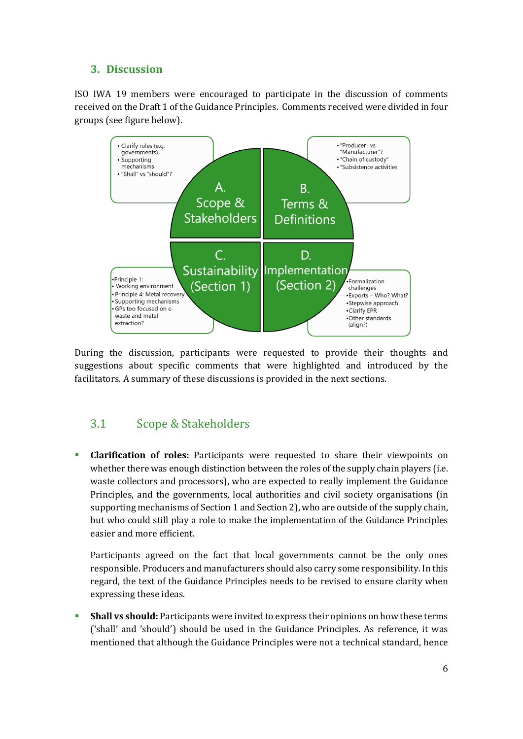## 3. Discussion

ISO IWA 19 members were encouraged to participate in the discussion of comments received on the Draft 1 of the Guidance Principles. Comments received were divided in four groups (see figure below).

**A. Scope & Stakeholders**

- Clarify roles (e.g. governments)
- Supporting mechanisms
- "Shall" vs "should"?

**B. Terms & Definitions**

- "Producer" vs "Manufacturer"?
- "Chain of custody"
- "Subsistence activities

**C. Sustainability (Section 1)**

- Principle 1:
- Working environment
- Principle 4: Metal recovery
- Supporting mechanisms
- GPs too focused on e-waste and metal extraction?

**D. Implementation (Section 2)**

- Formalization challenges
- Exports – Who? What?
- Stepwise approach
- Clarify EPR
- Other standards (align?)

During the discussion, participants were requested to provide their thoughts and suggestions about specific comments that were highlighted and introduced by the facilitators. A summary of these discussions is provided in the next sections.

### 3.1 Scope & Stakeholders

- **Clarification of roles:** Participants were requested to share their viewpoints on whether there was enough distinction between the roles of the supply chain players (i.e. waste collectors and processors), who are expected to really implement the Guidance Principles, and the governments, local authorities and civil society organisations (in supporting mechanisms of Section 1 and Section 2), who are outside of the supply chain, but who could still play a role to make the implementation of the Guidance Principles easier and more efficient.

  Participants agreed on the fact that local governments cannot be the only ones responsible. Producers and manufacturers should also carry some responsibility. In this regard, the text of the Guidance Principles needs to be revised to ensure clarity when expressing these ideas.

- **Shall vs should:** Participants were invited to express their opinions on how these terms ('shall' and 'should') should be used in the Guidance Principles. As reference, it was mentioned that although the Guidance Principles were not a technical standard, hence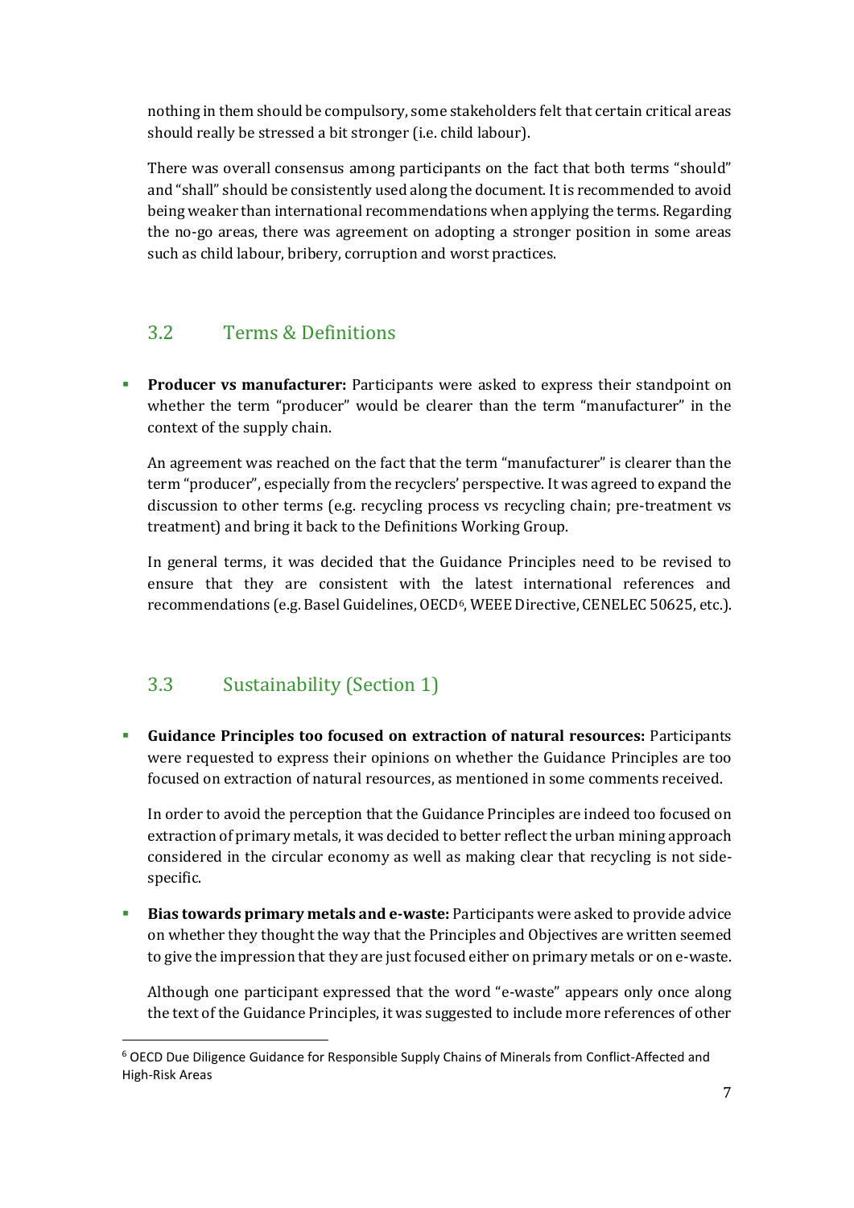nothing in them should be compulsory, some stakeholders felt that certain critical areas should really be stressed a bit stronger (i.e. child labour).

There was overall consensus among participants on the fact that both terms "should" and "shall" should be consistently used along the document. It is recommended to avoid being weaker than international recommendations when applying the terms. Regarding the no-go areas, there was agreement on adopting a stronger position in some areas such as child labour, bribery, corruption and worst practices.

## 3.2 Terms & Definitions

- **Producer vs manufacturer:** Participants were asked to express their standpoint on whether the term "producer" would be clearer than the term "manufacturer" in the context of the supply chain.

  An agreement was reached on the fact that the term "manufacturer" is clearer than the term "producer", especially from the recyclers' perspective. It was agreed to expand the discussion to other terms (e.g. recycling process vs recycling chain; pre-treatment vs treatment) and bring it back to the Definitions Working Group.

  In general terms, it was decided that the Guidance Principles need to be revised to ensure that they are consistent with the latest international references and recommendations (e.g. Basel Guidelines, OECD[6], WEEE Directive, CENELEC 50625, etc.).

## 3.3 Sustainability (Section 1)

- **Guidance Principles too focused on extraction of natural resources:** Participants were requested to express their opinions on whether the Guidance Principles are too focused on extraction of natural resources, as mentioned in some comments received.

  In order to avoid the perception that the Guidance Principles are indeed too focused on extraction of primary metals, it was decided to better reflect the urban mining approach considered in the circular economy as well as making clear that recycling is not side-specific.

- **Bias towards primary metals and e-waste:** Participants were asked to provide advice on whether they thought the way that the Principles and Objectives are written seemed to give the impression that they are just focused either on primary metals or on e-waste.

  Although one participant expressed that the word "e-waste" appears only once along the text of the Guidance Principles, it was suggested to include more references of other

[6] OECD Due Diligence Guidance for Responsible Supply Chains of Minerals from Conflict-Affected and High-Risk Areas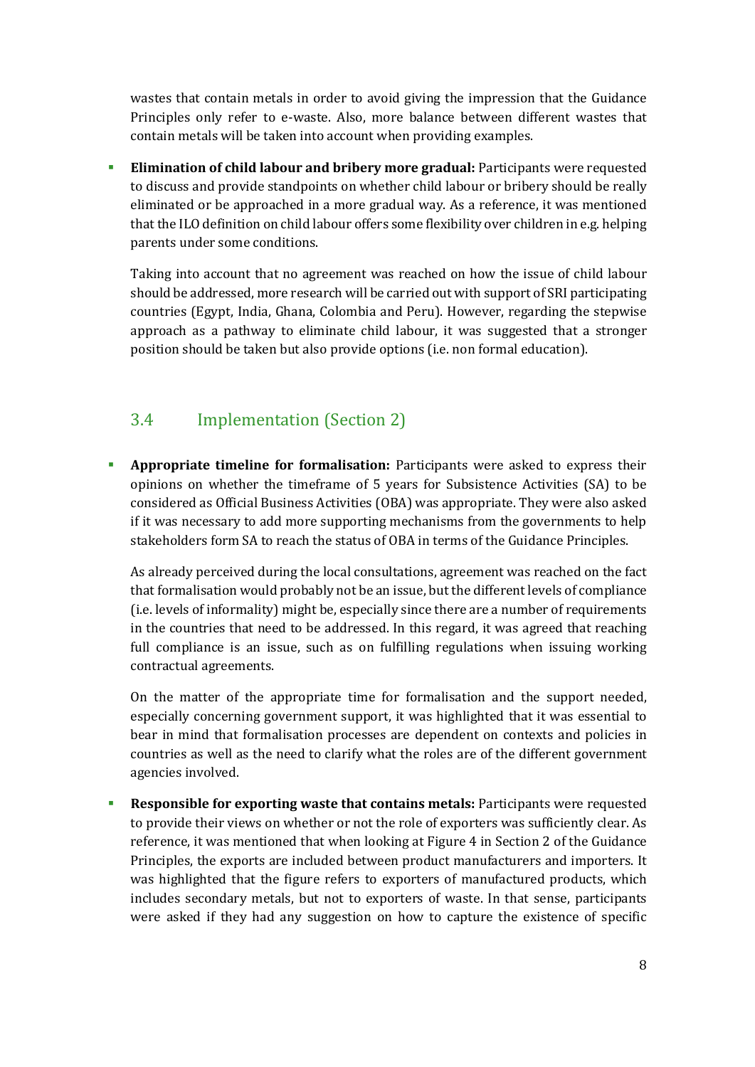wastes that contain metals in order to avoid giving the impression that the Guidance Principles only refer to e-waste. Also, more balance between different wastes that contain metals will be taken into account when providing examples.

- **Elimination of child labour and bribery more gradual:** Participants were requested to discuss and provide standpoints on whether child labour or bribery should be really eliminated or be approached in a more gradual way. As a reference, it was mentioned that the ILO definition on child labour offers some flexibility over children in e.g. helping parents under some conditions.

  Taking into account that no agreement was reached on how the issue of child labour should be addressed, more research will be carried out with support of SRI participating countries (Egypt, India, Ghana, Colombia and Peru). However, regarding the stepwise approach as a pathway to eliminate child labour, it was suggested that a stronger position should be taken but also provide options (i.e. non formal education).

## 3.4 Implementation (Section 2)

- **Appropriate timeline for formalisation:** Participants were asked to express their opinions on whether the timeframe of 5 years for Subsistence Activities (SA) to be considered as Official Business Activities (OBA) was appropriate. They were also asked if it was necessary to add more supporting mechanisms from the governments to help stakeholders form SA to reach the status of OBA in terms of the Guidance Principles.

  As already perceived during the local consultations, agreement was reached on the fact that formalisation would probably not be an issue, but the different levels of compliance (i.e. levels of informality) might be, especially since there are a number of requirements in the countries that need to be addressed. In this regard, it was agreed that reaching full compliance is an issue, such as on fulfilling regulations when issuing working contractual agreements.

  On the matter of the appropriate time for formalisation and the support needed, especially concerning government support, it was highlighted that it was essential to bear in mind that formalisation processes are dependent on contexts and policies in countries as well as the need to clarify what the roles are of the different government agencies involved.

- **Responsible for exporting waste that contains metals:** Participants were requested to provide their views on whether or not the role of exporters was sufficiently clear. As reference, it was mentioned that when looking at Figure 4 in Section 2 of the Guidance Principles, the exports are included between product manufacturers and importers. It was highlighted that the figure refers to exporters of manufactured products, which includes secondary metals, but not to exporters of waste. In that sense, participants were asked if they had any suggestion on how to capture the existence of specific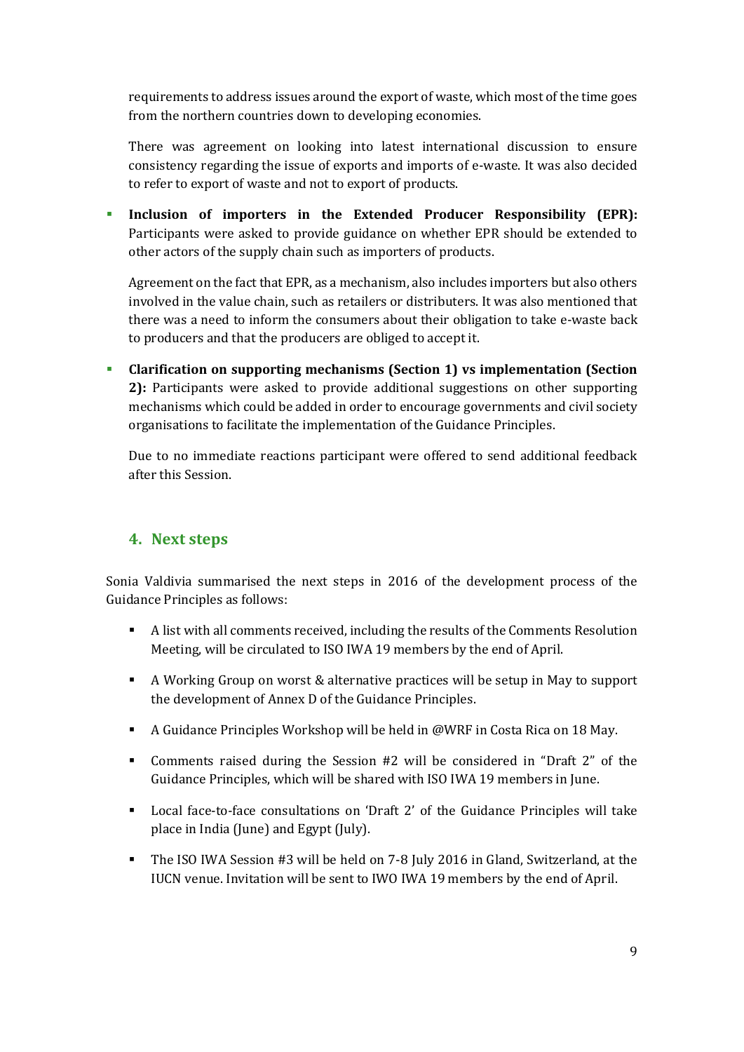requirements to address issues around the export of waste, which most of the time goes from the northern countries down to developing economies.

There was agreement on looking into latest international discussion to ensure consistency regarding the issue of exports and imports of e-waste. It was also decided to refer to export of waste and not to export of products.

- **Inclusion of importers in the Extended Producer Responsibility (EPR):** Participants were asked to provide guidance on whether EPR should be extended to other actors of the supply chain such as importers of products.

  Agreement on the fact that EPR, as a mechanism, also includes importers but also others involved in the value chain, such as retailers or distributers. It was also mentioned that there was a need to inform the consumers about their obligation to take e-waste back to producers and that the producers are obliged to accept it.

- **Clarification on supporting mechanisms (Section 1) vs implementation (Section 2):** Participants were asked to provide additional suggestions on other supporting mechanisms which could be added in order to encourage governments and civil society organisations to facilitate the implementation of the Guidance Principles.

  Due to no immediate reactions participant were offered to send additional feedback after this Session.

## 4. Next steps

Sonia Valdivia summarised the next steps in 2016 of the development process of the Guidance Principles as follows:

- A list with all comments received, including the results of the Comments Resolution Meeting, will be circulated to ISO IWA 19 members by the end of April.
- A Working Group on worst & alternative practices will be setup in May to support the development of Annex D of the Guidance Principles.
- A Guidance Principles Workshop will be held in @WRF in Costa Rica on 18 May.
- Comments raised during the Session #2 will be considered in "Draft 2" of the Guidance Principles, which will be shared with ISO IWA 19 members in June.
- Local face-to-face consultations on 'Draft 2' of the Guidance Principles will take place in India (June) and Egypt (July).
- The ISO IWA Session #3 will be held on 7-8 July 2016 in Gland, Switzerland, at the IUCN venue. Invitation will be sent to IWO IWA 19 members by the end of April.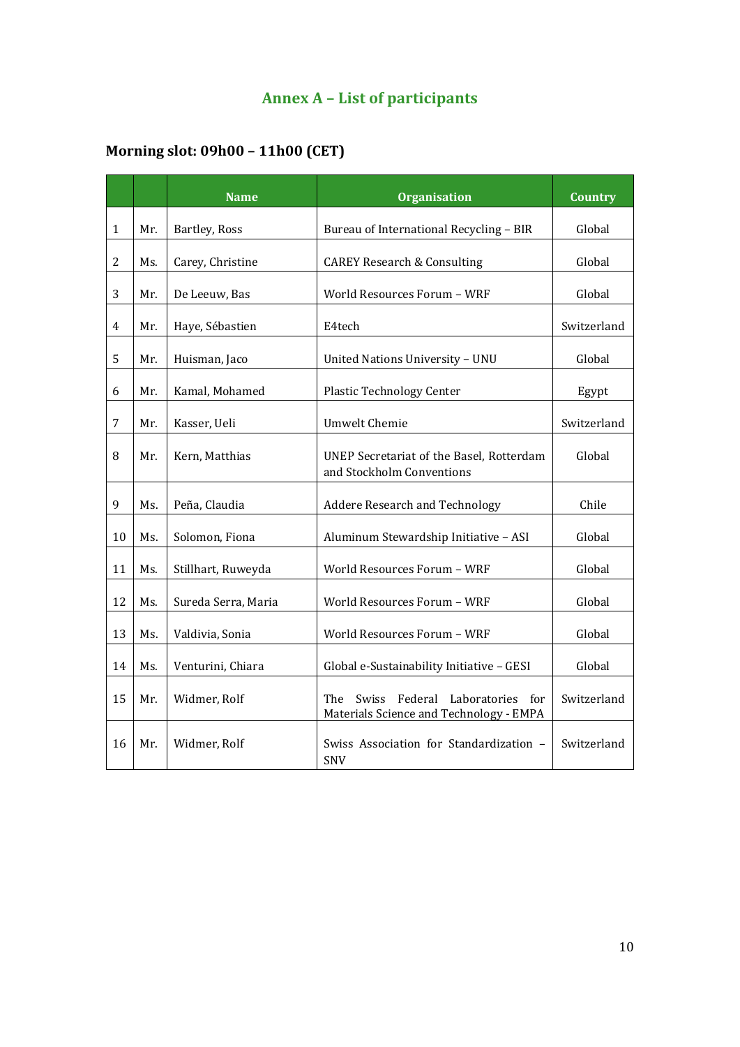## Annex A – List of participants

### Morning slot: 09h00 – 11h00 (CET)

| | | Name | Organisation | Country |
|---|---|---|---|---|
| 1 | Mr. | Bartley, Ross | Bureau of International Recycling – BIR | Global |
| 2 | Ms. | Carey, Christine | CAREY Research & Consulting | Global |
| 3 | Mr. | De Leeuw, Bas | World Resources Forum – WRF | Global |
| 4 | Mr. | Haye, Sébastien | E4tech | Switzerland |
| 5 | Mr. | Huisman, Jaco | United Nations University – UNU | Global |
| 6 | Mr. | Kamal, Mohamed | Plastic Technology Center | Egypt |
| 7 | Mr. | Kasser, Ueli | Umwelt Chemie | Switzerland |
| 8 | Mr. | Kern, Matthias | UNEP Secretariat of the Basel, Rotterdam and Stockholm Conventions | Global |
| 9 | Ms. | Peña, Claudia | Addere Research and Technology | Chile |
| 10 | Ms. | Solomon, Fiona | Aluminum Stewardship Initiative – ASI | Global |
| 11 | Ms. | Stillhart, Ruweyda | World Resources Forum – WRF | Global |
| 12 | Ms. | Sureda Serra, Maria | World Resources Forum – WRF | Global |
| 13 | Ms. | Valdivia, Sonia | World Resources Forum – WRF | Global |
| 14 | Ms. | Venturini, Chiara | Global e-Sustainability Initiative – GESI | Global |
| 15 | Mr. | Widmer, Rolf | The Swiss Federal Laboratories for Materials Science and Technology - EMPA | Switzerland |
| 16 | Mr. | Widmer, Rolf | Swiss Association for Standardization – SNV | Switzerland |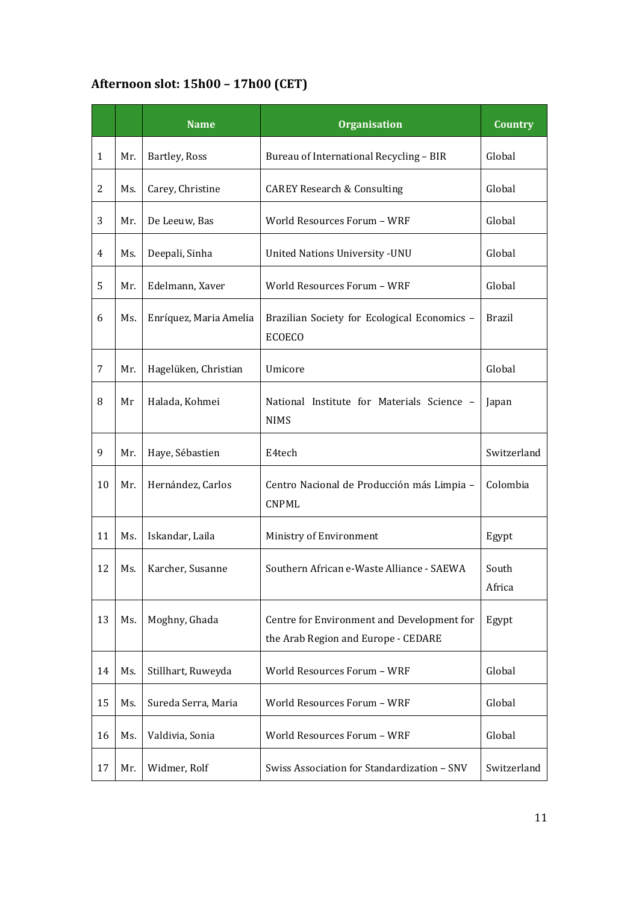### Afternoon slot: 15h00 – 17h00 (CET)

| | | Name | Organisation | Country |
|---|---|---|---|---|
| 1 | Mr. | Bartley, Ross | Bureau of International Recycling – BIR | Global |
| 2 | Ms. | Carey, Christine | CAREY Research & Consulting | Global |
| 3 | Mr. | De Leeuw, Bas | World Resources Forum – WRF | Global |
| 4 | Ms. | Deepali, Sinha | United Nations University -UNU | Global |
| 5 | Mr. | Edelmann, Xaver | World Resources Forum – WRF | Global |
| 6 | Ms. | Enríquez, Maria Amelia | Brazilian Society for Ecological Economics – ECOECO | Brazil |
| 7 | Mr. | Hagelüken, Christian | Umicore | Global |
| 8 | Mr | Halada, Kohmei | National Institute for Materials Science – NIMS | Japan |
| 9 | Mr. | Haye, Sébastien | E4tech | Switzerland |
| 10 | Mr. | Hernández, Carlos | Centro Nacional de Producción más Limpia – CNPML | Colombia |
| 11 | Ms. | Iskandar, Laila | Ministry of Environment | Egypt |
| 12 | Ms. | Karcher, Susanne | Southern African e-Waste Alliance - SAEWA | South Africa |
| 13 | Ms. | Moghny, Ghada | Centre for Environment and Development for the Arab Region and Europe - CEDARE | Egypt |
| 14 | Ms. | Stillhart, Ruweyda | World Resources Forum – WRF | Global |
| 15 | Ms. | Sureda Serra, Maria | World Resources Forum – WRF | Global |
| 16 | Ms. | Valdivia, Sonia | World Resources Forum – WRF | Global |
| 17 | Mr. | Widmer, Rolf | Swiss Association for Standardization – SNV | Switzerland |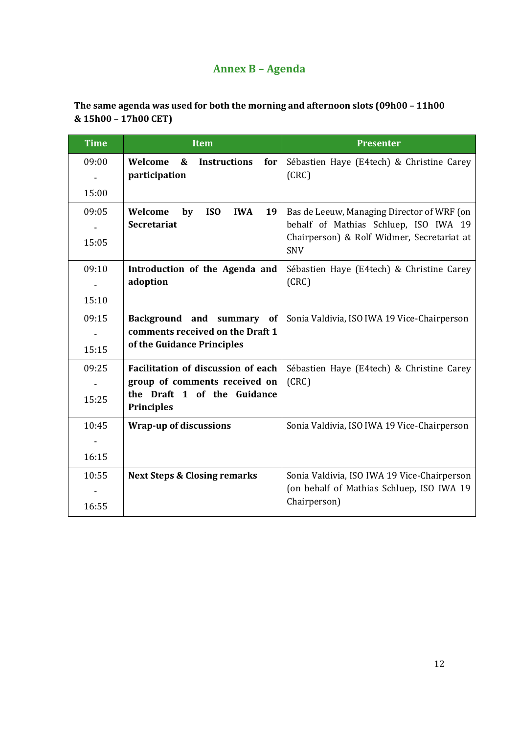## Annex B – Agenda

**The same agenda was used for both the morning and afternoon slots (09h00 – 11h00 & 15h00 – 17h00 CET)**

| Time | Item | Presenter |
|---|---|---|
| 09:00 - 15:00 | **Welcome & Instructions for participation** | Sébastien Haye (E4tech) & Christine Carey (CRC) |
| 09:05 - 15:05 | **Welcome by ISO IWA 19 Secretariat** | Bas de Leeuw, Managing Director of WRF (on behalf of Mathias Schluep, ISO IWA 19 Chairperson) & Rolf Widmer, Secretariat at SNV |
| 09:10 - 15:10 | **Introduction of the Agenda and adoption** | Sébastien Haye (E4tech) & Christine Carey (CRC) |
| 09:15 - 15:15 | **Background and summary of comments received on the Draft 1 of the Guidance Principles** | Sonia Valdivia, ISO IWA 19 Vice-Chairperson |
| 09:25 - 15:25 | **Facilitation of discussion of each group of comments received on the Draft 1 of the Guidance Principles** | Sébastien Haye (E4tech) & Christine Carey (CRC) |
| 10:45 - 16:15 | **Wrap-up of discussions** | Sonia Valdivia, ISO IWA 19 Vice-Chairperson |
| 10:55 - 16:55 | **Next Steps & Closing remarks** | Sonia Valdivia, ISO IWA 19 Vice-Chairperson (on behalf of Mathias Schluep, ISO IWA 19 Chairperson) |